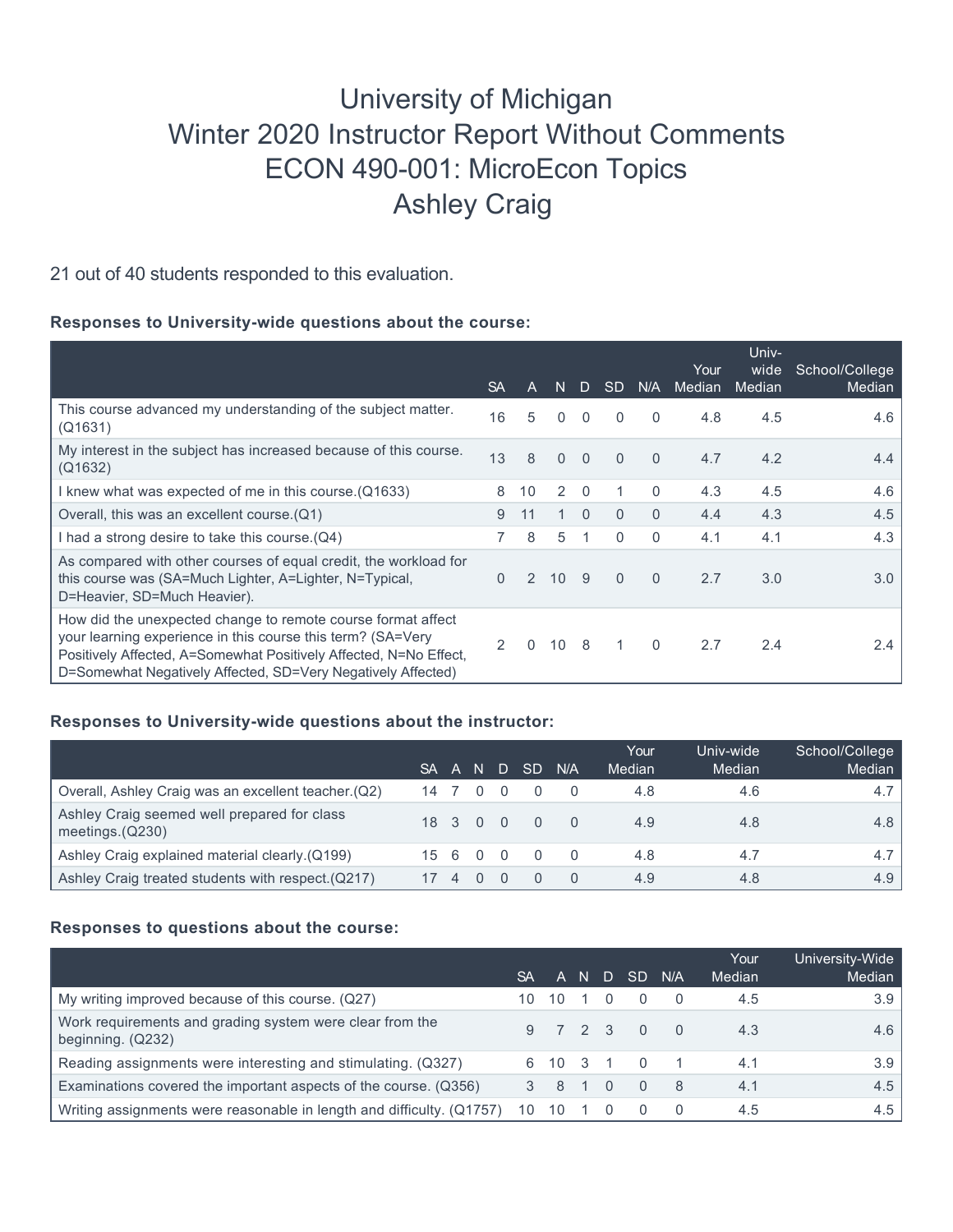# University of Michigan
# Winter 2020 Instructor Report Without Comments
# ECON 490-001: MicroEcon Topics
# Ashley Craig

21 out of 40 students responded to this evaluation.

**Responses to University-wide questions about the course:**

| | SA | A | N | D | SD | N/A | Your Median | Univ-wide Median | School/College Median |
|---|---|---|---|---|---|---|---|---|---|
| This course advanced my understanding of the subject matter. (Q1631) | 16 | 5 | 0 | 0 | 0 | 0 | 4.8 | 4.5 | 4.6 |
| My interest in the subject has increased because of this course. (Q1632) | 13 | 8 | 0 | 0 | 0 | 0 | 4.7 | 4.2 | 4.4 |
| I knew what was expected of me in this course.(Q1633) | 8 | 10 | 2 | 0 | 1 | 0 | 4.3 | 4.5 | 4.6 |
| Overall, this was an excellent course.(Q1) | 9 | 11 | 1 | 0 | 0 | 0 | 4.4 | 4.3 | 4.5 |
| I had a strong desire to take this course.(Q4) | 7 | 8 | 5 | 1 | 0 | 0 | 4.1 | 4.1 | 4.3 |
| As compared with other courses of equal credit, the workload for this course was (SA=Much Lighter, A=Lighter, N=Typical, D=Heavier, SD=Much Heavier). | 0 | 2 | 10 | 9 | 0 | 0 | 2.7 | 3.0 | 3.0 |
| How did the unexpected change to remote course format affect your learning experience in this course this term? (SA=Very Positively Affected, A=Somewhat Positively Affected, N=No Effect, D=Somewhat Negatively Affected, SD=Very Negatively Affected) | 2 | 0 | 10 | 8 | 1 | 0 | 2.7 | 2.4 | 2.4 |

**Responses to University-wide questions about the instructor:**

| | SA | A | N | D | SD | N/A | Your Median | Univ-wide Median | School/College Median |
|---|---|---|---|---|---|---|---|---|---|
| Overall, Ashley Craig was an excellent teacher.(Q2) | 14 | 7 | 0 | 0 | 0 | 0 | 4.8 | 4.6 | 4.7 |
| Ashley Craig seemed well prepared for class meetings.(Q230) | 18 | 3 | 0 | 0 | 0 | 0 | 4.9 | 4.8 | 4.8 |
| Ashley Craig explained material clearly.(Q199) | 15 | 6 | 0 | 0 | 0 | 0 | 4.8 | 4.7 | 4.7 |
| Ashley Craig treated students with respect.(Q217) | 17 | 4 | 0 | 0 | 0 | 0 | 4.9 | 4.8 | 4.9 |

**Responses to questions about the course:**

| | SA | A | N | D | SD | N/A | Your Median | University-Wide Median |
|---|---|---|---|---|---|---|---|---|
| My writing improved because of this course. (Q27) | 10 | 10 | 1 | 0 | 0 | 0 | 4.5 | 3.9 |
| Work requirements and grading system were clear from the beginning. (Q232) | 9 | 7 | 2 | 3 | 0 | 0 | 4.3 | 4.6 |
| Reading assignments were interesting and stimulating. (Q327) | 6 | 10 | 3 | 1 | 0 | 1 | 4.1 | 3.9 |
| Examinations covered the important aspects of the course. (Q356) | 3 | 8 | 1 | 0 | 0 | 8 | 4.1 | 4.5 |
| Writing assignments were reasonable in length and difficulty. (Q1757) | 10 | 10 | 1 | 0 | 0 | 0 | 4.5 | 4.5 |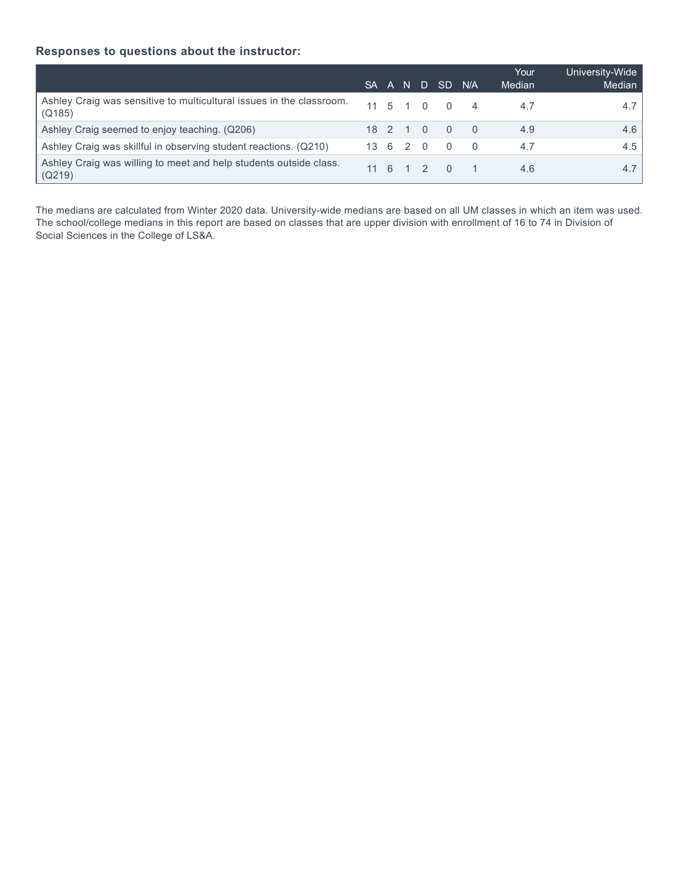**Responses to questions about the instructor:**

| | SA | A | N | D | SD | N/A | Your Median | University-Wide Median |
|---|---|---|---|---|---|---|---|---|
| Ashley Craig was sensitive to multicultural issues in the classroom. (Q185) | 11 | 5 | 1 | 0 | 0 | 4 | 4.7 | 4.7 |
| Ashley Craig seemed to enjoy teaching. (Q206) | 18 | 2 | 1 | 0 | 0 | 0 | 4.9 | 4.6 |
| Ashley Craig was skillful in observing student reactions. (Q210) | 13 | 6 | 2 | 0 | 0 | 0 | 4.7 | 4.5 |
| Ashley Craig was willing to meet and help students outside class. (Q219) | 11 | 6 | 1 | 2 | 0 | 1 | 4.6 | 4.7 |

The medians are calculated from Winter 2020 data. University-wide medians are based on all UM classes in which an item was used. The school/college medians in this report are based on classes that are upper division with enrollment of 16 to 74 in Division of Social Sciences in the College of LS&A.